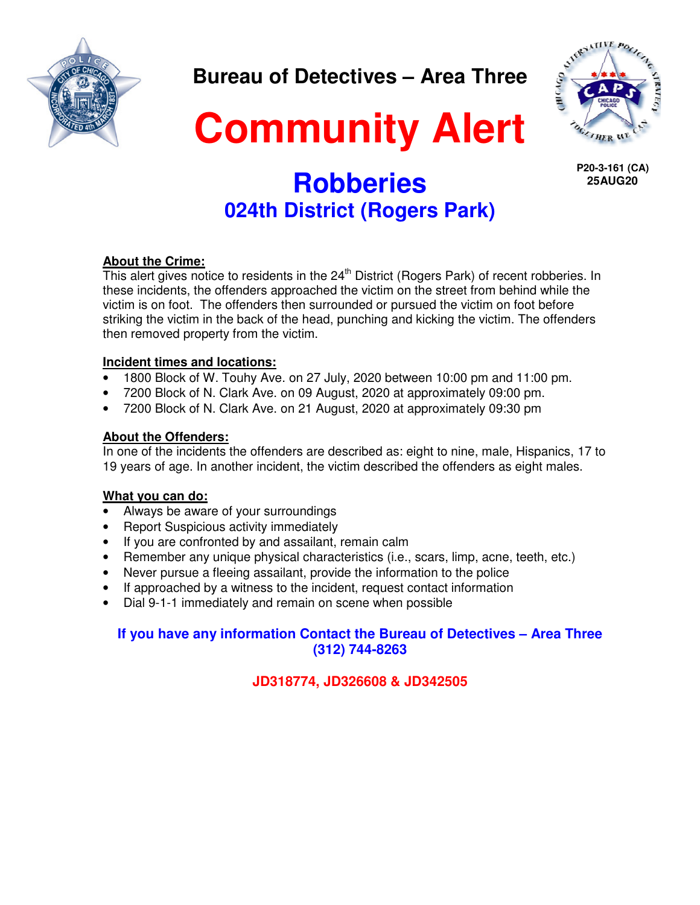## Bureau of Detectives – Area Three

# Community Alert

P20-3-161 (CA)
25AUG20

# Robberies

## 024th District (Rogers Park)

**About the Crime:**
This alert gives notice to residents in the 24th District (Rogers Park) of recent robberies. In these incidents, the offenders approached the victim on the street from behind while the victim is on foot. The offenders then surrounded or pursued the victim on foot before striking the victim in the back of the head, punching and kicking the victim. The offenders then removed property from the victim.

**Incident times and locations:**

- 1800 Block of W. Touhy Ave. on 27 July, 2020 between 10:00 pm and 11:00 pm.
- 7200 Block of N. Clark Ave. on 09 August, 2020 at approximately 09:00 pm.
- 7200 Block of N. Clark Ave. on 21 August, 2020 at approximately 09:30 pm

**About the Offenders:**
In one of the incidents the offenders are described as: eight to nine, male, Hispanics, 17 to 19 years of age. In another incident, the victim described the offenders as eight males.

**What you can do:**

- Always be aware of your surroundings
- Report Suspicious activity immediately
- If you are confronted by and assailant, remain calm
- Remember any unique physical characteristics (i.e., scars, limp, acne, teeth, etc.)
- Never pursue a fleeing assailant, provide the information to the police
- If approached by a witness to the incident, request contact information
- Dial 9-1-1 immediately and remain on scene when possible

**If you have any information Contact the Bureau of Detectives – Area Three (312) 744-8263**

**JD318774, JD326608 & JD342505**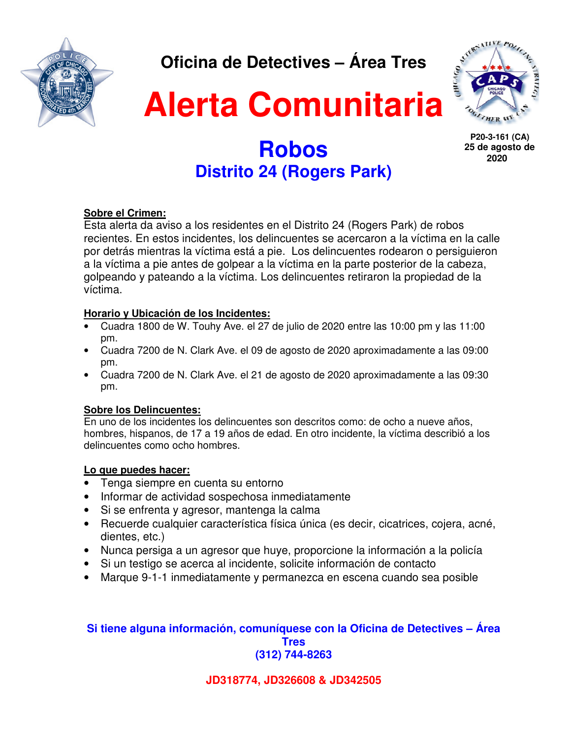# Oficina de Detectives – Área Tres

# Alerta Comunitaria

P20-3-161 (CA)
25 de agosto de 2020

## Robos

### Distrito 24 (Rogers Park)

**Sobre el Crimen:**

Esta alerta da aviso a los residentes en el Distrito 24 (Rogers Park) de robos recientes. En estos incidentes, los delincuentes se acercaron a la víctima en la calle por detrás mientras la víctima está a pie. Los delincuentes rodearon o persiguieron a la víctima a pie antes de golpear a la víctima en la parte posterior de la cabeza, golpeando y pateando a la víctima. Los delincuentes retiraron la propiedad de la víctima.

**Horario y Ubicación de los Incidentes:**

- Cuadra 1800 de W. Touhy Ave. el 27 de julio de 2020 entre las 10:00 pm y las 11:00 pm.
- Cuadra 7200 de N. Clark Ave. el 09 de agosto de 2020 aproximadamente a las 09:00 pm.
- Cuadra 7200 de N. Clark Ave. el 21 de agosto de 2020 aproximadamente a las 09:30 pm.

**Sobre los Delincuentes:**

En uno de los incidentes los delincuentes son descritos como: de ocho a nueve años, hombres, hispanos, de 17 a 19 años de edad. En otro incidente, la víctima describió a los delincuentes como ocho hombres.

**Lo que puedes hacer:**

- Tenga siempre en cuenta su entorno
- Informar de actividad sospechosa inmediatamente
- Si se enfrenta y agresor, mantenga la calma
- Recuerde cualquier característica física única (es decir, cicatrices, cojera, acné, dientes, etc.)
- Nunca persiga a un agresor que huye, proporcione la información a la policía
- Si un testigo se acerca al incidente, solicite información de contacto
- Marque 9-1-1 inmediatamente y permanezca en escena cuando sea posible

**Si tiene alguna información, comuníquese con la Oficina de Detectives – Área Tres**
**(312) 744-8263**

**JD318774, JD326608 & JD342505**